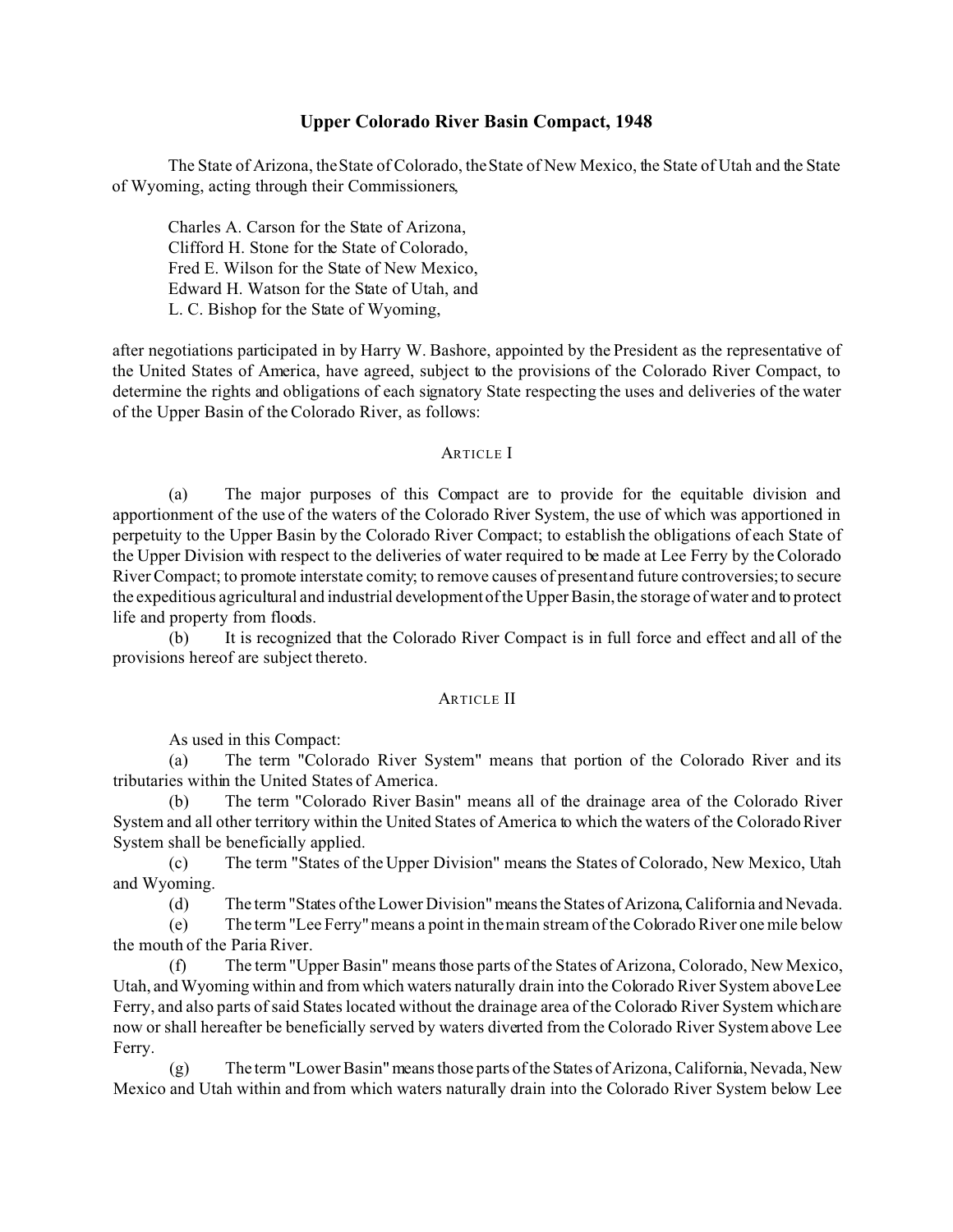# Upper Colorado River Basin Compact, 1948

The State of Arizona, the State of Colorado, the State of New Mexico, the State of Utah and the State of Wyoming, acting through their Commissioners,

Charles A. Carson for the State of Arizona,
Clifford H. Stone for the State of Colorado,
Fred E. Wilson for the State of New Mexico,
Edward H. Watson for the State of Utah, and
L. C. Bishop for the State of Wyoming,

after negotiations participated in by Harry W. Bashore, appointed by the President as the representative of the United States of America, have agreed, subject to the provisions of the Colorado River Compact, to determine the rights and obligations of each signatory State respecting the uses and deliveries of the water of the Upper Basin of the Colorado River, as follows:

## ARTICLE I

(a) The major purposes of this Compact are to provide for the equitable division and apportionment of the use of the waters of the Colorado River System, the use of which was apportioned in perpetuity to the Upper Basin by the Colorado River Compact; to establish the obligations of each State of the Upper Division with respect to the deliveries of water required to be made at Lee Ferry by the Colorado River Compact; to promote interstate comity; to remove causes of present and future controversies; to secure the expeditious agricultural and industrial development of the Upper Basin, the storage of water and to protect life and property from floods.

(b) It is recognized that the Colorado River Compact is in full force and effect and all of the provisions hereof are subject thereto.

## ARTICLE II

As used in this Compact:

(a) The term "Colorado River System" means that portion of the Colorado River and its tributaries within the United States of America.

(b) The term "Colorado River Basin" means all of the drainage area of the Colorado River System and all other territory within the United States of America to which the waters of the Colorado River System shall be beneficially applied.

(c) The term "States of the Upper Division" means the States of Colorado, New Mexico, Utah and Wyoming.

(d) The term "States of the Lower Division" means the States of Arizona, California and Nevada.

(e) The term "Lee Ferry" means a point in the main stream of the Colorado River one mile below the mouth of the Paria River.

(f) The term "Upper Basin" means those parts of the States of Arizona, Colorado, New Mexico, Utah, and Wyoming within and from which waters naturally drain into the Colorado River System above Lee Ferry, and also parts of said States located without the drainage area of the Colorado River System which are now or shall hereafter be beneficially served by waters diverted from the Colorado River System above Lee Ferry.

(g) The term "Lower Basin" means those parts of the States of Arizona, California, Nevada, New Mexico and Utah within and from which waters naturally drain into the Colorado River System below Lee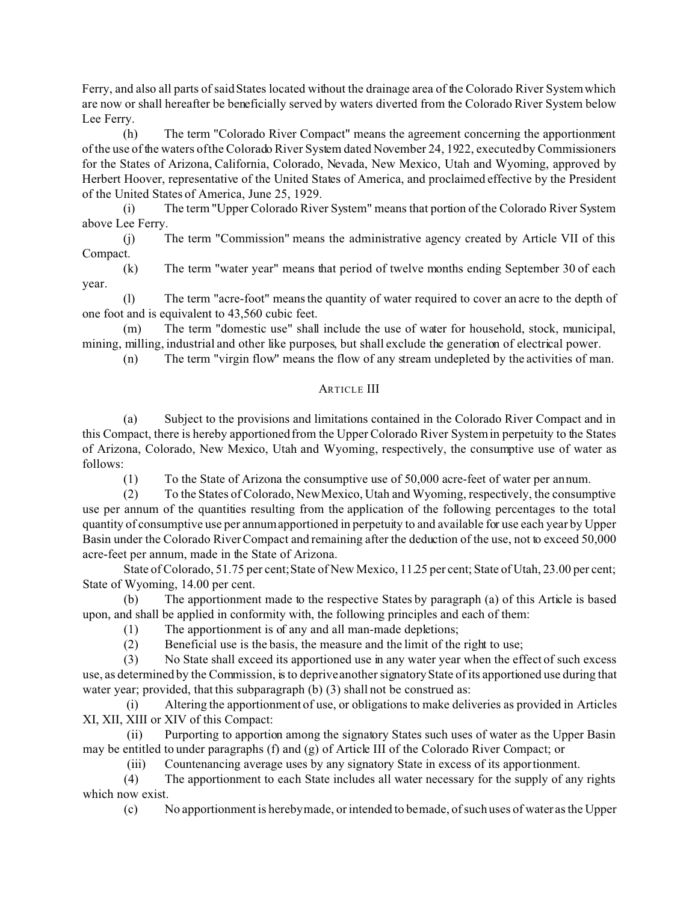Ferry, and also all parts of said States located without the drainage area of the Colorado River System which are now or shall hereafter be beneficially served by waters diverted from the Colorado River System below Lee Ferry.

(h) The term "Colorado River Compact" means the agreement concerning the apportionment of the use of the waters of the Colorado River System dated November 24, 1922, executed by Commissioners for the States of Arizona, California, Colorado, Nevada, New Mexico, Utah and Wyoming, approved by Herbert Hoover, representative of the United States of America, and proclaimed effective by the President of the United States of America, June 25, 1929.

(i) The term "Upper Colorado River System" means that portion of the Colorado River System above Lee Ferry.

(j) The term "Commission" means the administrative agency created by Article VII of this Compact.

(k) The term "water year" means that period of twelve months ending September 30 of each year.

(l) The term "acre-foot" means the quantity of water required to cover an acre to the depth of one foot and is equivalent to 43,560 cubic feet.

(m) The term "domestic use" shall include the use of water for household, stock, municipal, mining, milling, industrial and other like purposes, but shall exclude the generation of electrical power.

(n) The term "virgin flow" means the flow of any stream undepleted by the activities of man.

## ARTICLE III

(a) Subject to the provisions and limitations contained in the Colorado River Compact and in this Compact, there is hereby apportioned from the Upper Colorado River System in perpetuity to the States of Arizona, Colorado, New Mexico, Utah and Wyoming, respectively, the consumptive use of water as follows:

(1) To the State of Arizona the consumptive use of 50,000 acre-feet of water per annum.

(2) To the States of Colorado, New Mexico, Utah and Wyoming, respectively, the consumptive use per annum of the quantities resulting from the application of the following percentages to the total quantity of consumptive use per annum apportioned in perpetuity to and available for use each year by Upper Basin under the Colorado River Compact and remaining after the deduction of the use, not to exceed 50,000 acre-feet per annum, made in the State of Arizona.

State of Colorado, 51.75 per cent; State of New Mexico, 11.25 per cent; State of Utah, 23.00 per cent; State of Wyoming, 14.00 per cent.

(b) The apportionment made to the respective States by paragraph (a) of this Article is based upon, and shall be applied in conformity with, the following principles and each of them:

(1) The apportionment is of any and all man-made depletions;

(2) Beneficial use is the basis, the measure and the limit of the right to use;

(3) No State shall exceed its apportioned use in any water year when the effect of such excess use, as determined by the Commission, is to deprive another signatory State of its apportioned use during that water year; provided, that this subparagraph (b) (3) shall not be construed as:

(i) Altering the apportionment of use, or obligations to make deliveries as provided in Articles XI, XII, XIII or XIV of this Compact:

(ii) Purporting to apportion among the signatory States such uses of water as the Upper Basin may be entitled to under paragraphs (f) and (g) of Article III of the Colorado River Compact; or

(iii) Countenancing average uses by any signatory State in excess of its apportionment.

(4) The apportionment to each State includes all water necessary for the supply of any rights which now exist.

(c) No apportionment is hereby made, or intended to be made, of such uses of water as the Upper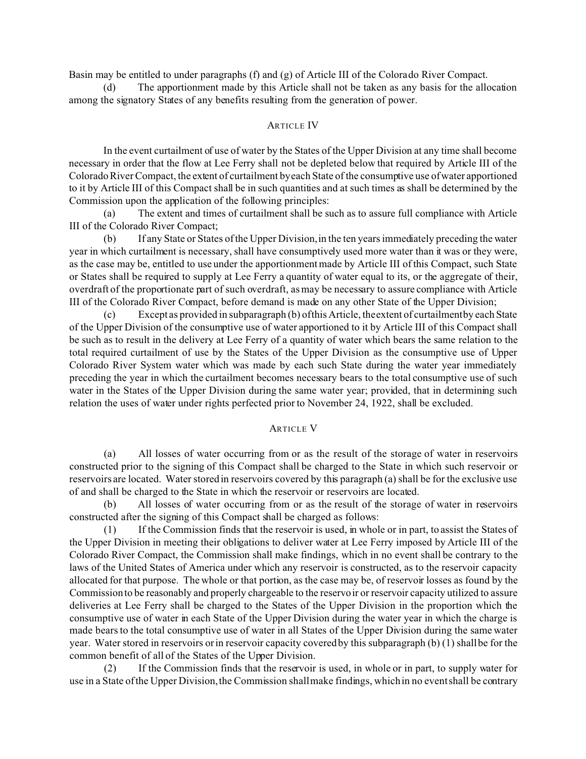Basin may be entitled to under paragraphs (f) and (g) of Article III of the Colorado River Compact.

(d) The apportionment made by this Article shall not be taken as any basis for the allocation among the signatory States of any benefits resulting from the generation of power.

## ARTICLE IV

In the event curtailment of use of water by the States of the Upper Division at any time shall become necessary in order that the flow at Lee Ferry shall not be depleted below that required by Article III of the Colorado River Compact, the extent of curtailment by each State of the consumptive use of water apportioned to it by Article III of this Compact shall be in such quantities and at such times as shall be determined by the Commission upon the application of the following principles:

(a) The extent and times of curtailment shall be such as to assure full compliance with Article III of the Colorado River Compact;

(b) If any State or States of the Upper Division, in the ten years immediately preceding the water year in which curtailment is necessary, shall have consumptively used more water than it was or they were, as the case may be, entitled to use under the apportionment made by Article III of this Compact, such State or States shall be required to supply at Lee Ferry a quantity of water equal to its, or the aggregate of their, overdraft of the proportionate part of such overdraft, as may be necessary to assure compliance with Article III of the Colorado River Compact, before demand is made on any other State of the Upper Division;

(c) Except as provided in subparagraph (b) of this Article, the extent of curtailment by each State of the Upper Division of the consumptive use of water apportioned to it by Article III of this Compact shall be such as to result in the delivery at Lee Ferry of a quantity of water which bears the same relation to the total required curtailment of use by the States of the Upper Division as the consumptive use of Upper Colorado River System water which was made by each such State during the water year immediately preceding the year in which the curtailment becomes necessary bears to the total consumptive use of such water in the States of the Upper Division during the same water year; provided, that in determining such relation the uses of water under rights perfected prior to November 24, 1922, shall be excluded.

## ARTICLE V

(a) All losses of water occurring from or as the result of the storage of water in reservoirs constructed prior to the signing of this Compact shall be charged to the State in which such reservoir or reservoirs are located. Water stored in reservoirs covered by this paragraph (a) shall be for the exclusive use of and shall be charged to the State in which the reservoir or reservoirs are located.

(b) All losses of water occurring from or as the result of the storage of water in reservoirs constructed after the signing of this Compact shall be charged as follows:

(1) If the Commission finds that the reservoir is used, in whole or in part, to assist the States of the Upper Division in meeting their obligations to deliver water at Lee Ferry imposed by Article III of the Colorado River Compact, the Commission shall make findings, which in no event shall be contrary to the laws of the United States of America under which any reservoir is constructed, as to the reservoir capacity allocated for that purpose. The whole or that portion, as the case may be, of reservoir losses as found by the Commission to be reasonably and properly chargeable to the reservoir or reservoir capacity utilized to assure deliveries at Lee Ferry shall be charged to the States of the Upper Division in the proportion which the consumptive use of water in each State of the Upper Division during the water year in which the charge is made bears to the total consumptive use of water in all States of the Upper Division during the same water year. Water stored in reservoirs or in reservoir capacity covered by this subparagraph (b) (1) shall be for the common benefit of all of the States of the Upper Division.

(2) If the Commission finds that the reservoir is used, in whole or in part, to supply water for use in a State of the Upper Division, the Commission shall make findings, which in no event shall be contrary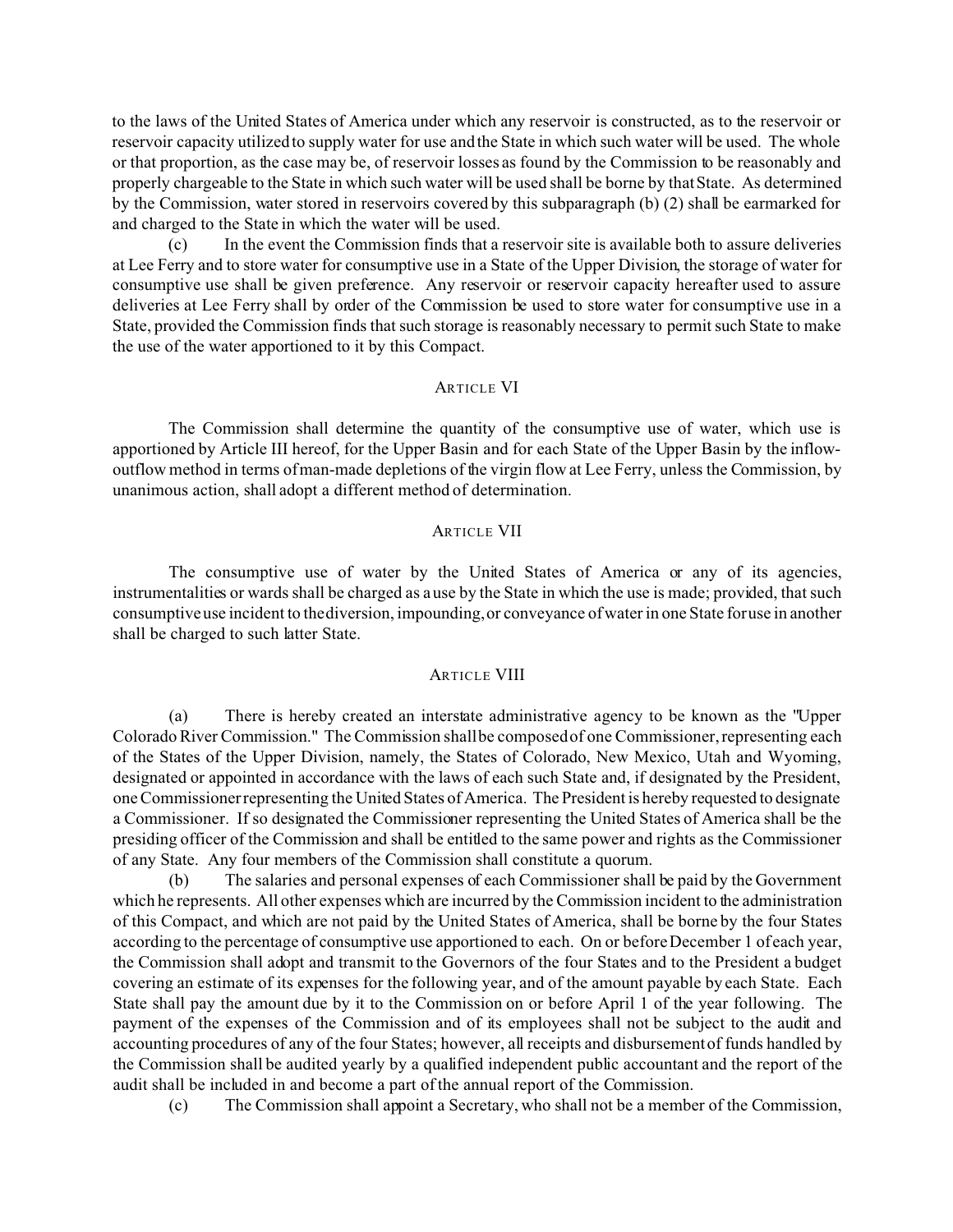to the laws of the United States of America under which any reservoir is constructed, as to the reservoir or reservoir capacity utilized to supply water for use and the State in which such water will be used. The whole or that proportion, as the case may be, of reservoir losses as found by the Commission to be reasonably and properly chargeable to the State in which such water will be used shall be borne by that State. As determined by the Commission, water stored in reservoirs covered by this subparagraph (b) (2) shall be earmarked for and charged to the State in which the water will be used.

(c) In the event the Commission finds that a reservoir site is available both to assure deliveries at Lee Ferry and to store water for consumptive use in a State of the Upper Division, the storage of water for consumptive use shall be given preference. Any reservoir or reservoir capacity hereafter used to assure deliveries at Lee Ferry shall by order of the Commission be used to store water for consumptive use in a State, provided the Commission finds that such storage is reasonably necessary to permit such State to make the use of the water apportioned to it by this Compact.

## ARTICLE VI

The Commission shall determine the quantity of the consumptive use of water, which use is apportioned by Article III hereof, for the Upper Basin and for each State of the Upper Basin by the inflow-outflow method in terms of man-made depletions of the virgin flow at Lee Ferry, unless the Commission, by unanimous action, shall adopt a different method of determination.

## ARTICLE VII

The consumptive use of water by the United States of America or any of its agencies, instrumentalities or wards shall be charged as a use by the State in which the use is made; provided, that such consumptive use incident to the diversion, impounding, or conveyance of water in one State for use in another shall be charged to such latter State.

## ARTICLE VIII

(a) There is hereby created an interstate administrative agency to be known as the "Upper Colorado River Commission." The Commission shall be composed of one Commissioner, representing each of the States of the Upper Division, namely, the States of Colorado, New Mexico, Utah and Wyoming, designated or appointed in accordance with the laws of each such State and, if designated by the President, one Commissioner representing the United States of America. The President is hereby requested to designate a Commissioner. If so designated the Commissioner representing the United States of America shall be the presiding officer of the Commission and shall be entitled to the same power and rights as the Commissioner of any State. Any four members of the Commission shall constitute a quorum.

(b) The salaries and personal expenses of each Commissioner shall be paid by the Government which he represents. All other expenses which are incurred by the Commission incident to the administration of this Compact, and which are not paid by the United States of America, shall be borne by the four States according to the percentage of consumptive use apportioned to each. On or before December 1 of each year, the Commission shall adopt and transmit to the Governors of the four States and to the President a budget covering an estimate of its expenses for the following year, and of the amount payable by each State. Each State shall pay the amount due by it to the Commission on or before April 1 of the year following. The payment of the expenses of the Commission and of its employees shall not be subject to the audit and accounting procedures of any of the four States; however, all receipts and disbursement of funds handled by the Commission shall be audited yearly by a qualified independent public accountant and the report of the audit shall be included in and become a part of the annual report of the Commission.

(c) The Commission shall appoint a Secretary, who shall not be a member of the Commission,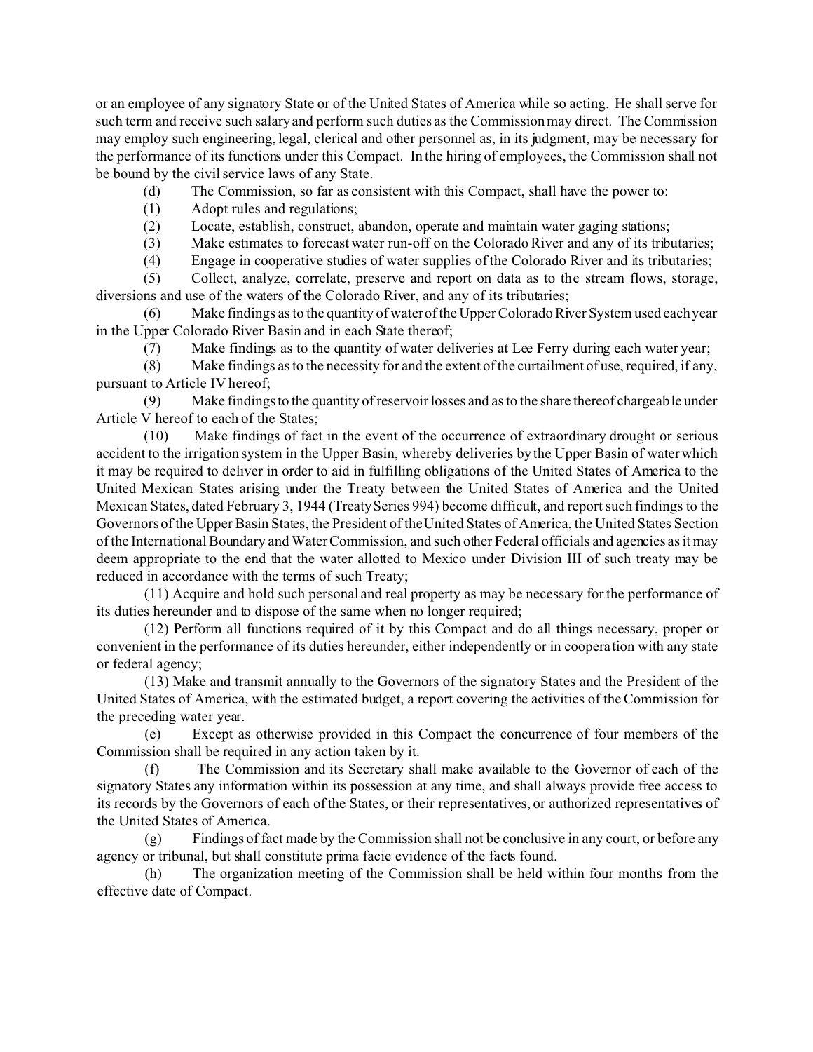or an employee of any signatory State or of the United States of America while so acting. He shall serve for such term and receive such salary and perform such duties as the Commission may direct. The Commission may employ such engineering, legal, clerical and other personnel as, in its judgment, may be necessary for the performance of its functions under this Compact. In the hiring of employees, the Commission shall not be bound by the civil service laws of any State.

(d) The Commission, so far as consistent with this Compact, shall have the power to:

(1) Adopt rules and regulations;

(2) Locate, establish, construct, abandon, operate and maintain water gaging stations;

(3) Make estimates to forecast water run-off on the Colorado River and any of its tributaries;

(4) Engage in cooperative studies of water supplies of the Colorado River and its tributaries;

(5) Collect, analyze, correlate, preserve and report on data as to the stream flows, storage, diversions and use of the waters of the Colorado River, and any of its tributaries;

(6) Make findings as to the quantity of water of the Upper Colorado River System used each year in the Upper Colorado River Basin and in each State thereof;

(7) Make findings as to the quantity of water deliveries at Lee Ferry during each water year;

(8) Make findings as to the necessity for and the extent of the curtailment of use, required, if any, pursuant to Article IV hereof;

(9) Make findings to the quantity of reservoir losses and as to the share thereof chargeable under Article V hereof to each of the States;

(10) Make findings of fact in the event of the occurrence of extraordinary drought or serious accident to the irrigation system in the Upper Basin, whereby deliveries by the Upper Basin of water which it may be required to deliver in order to aid in fulfilling obligations of the United States of America to the United Mexican States arising under the Treaty between the United States of America and the United Mexican States, dated February 3, 1944 (Treaty Series 994) become difficult, and report such findings to the Governors of the Upper Basin States, the President of the United States of America, the United States Section of the International Boundary and Water Commission, and such other Federal officials and agencies as it may deem appropriate to the end that the water allotted to Mexico under Division III of such treaty may be reduced in accordance with the terms of such Treaty;

(11) Acquire and hold such personal and real property as may be necessary for the performance of its duties hereunder and to dispose of the same when no longer required;

(12) Perform all functions required of it by this Compact and do all things necessary, proper or convenient in the performance of its duties hereunder, either independently or in cooperation with any state or federal agency;

(13) Make and transmit annually to the Governors of the signatory States and the President of the United States of America, with the estimated budget, a report covering the activities of the Commission for the preceding water year.

(e) Except as otherwise provided in this Compact the concurrence of four members of the Commission shall be required in any action taken by it.

(f) The Commission and its Secretary shall make available to the Governor of each of the signatory States any information within its possession at any time, and shall always provide free access to its records by the Governors of each of the States, or their representatives, or authorized representatives of the United States of America.

(g) Findings of fact made by the Commission shall not be conclusive in any court, or before any agency or tribunal, but shall constitute prima facie evidence of the facts found.

(h) The organization meeting of the Commission shall be held within four months from the effective date of Compact.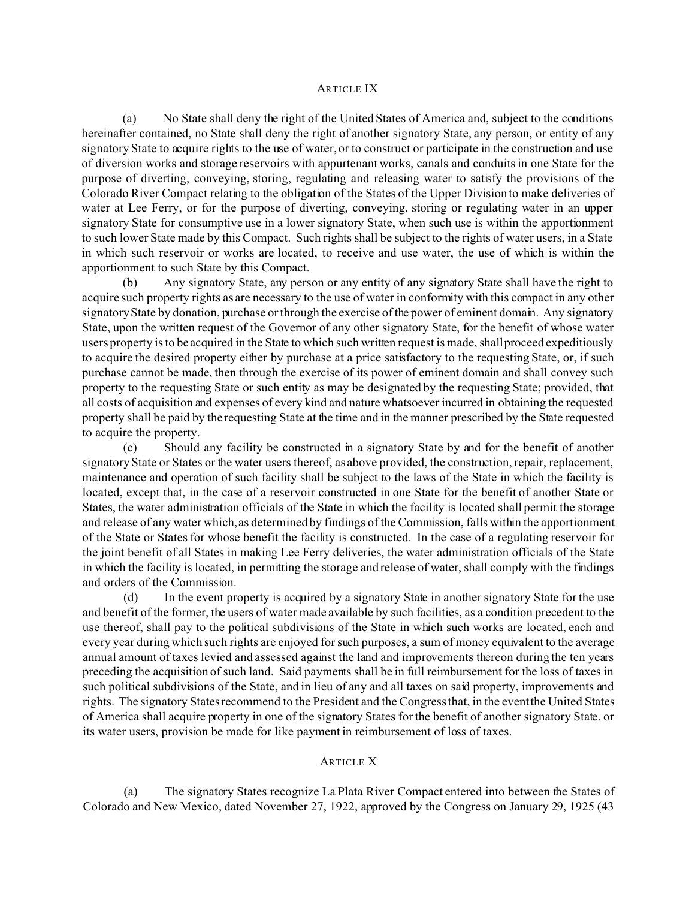## Article IX

(a) No State shall deny the right of the United States of America and, subject to the conditions hereinafter contained, no State shall deny the right of another signatory State, any person, or entity of any signatory State to acquire rights to the use of water, or to construct or participate in the construction and use of diversion works and storage reservoirs with appurtenant works, canals and conduits in one State for the purpose of diverting, conveying, storing, regulating and releasing water to satisfy the provisions of the Colorado River Compact relating to the obligation of the States of the Upper Division to make deliveries of water at Lee Ferry, or for the purpose of diverting, conveying, storing or regulating water in an upper signatory State for consumptive use in a lower signatory State, when such use is within the apportionment to such lower State made by this Compact. Such rights shall be subject to the rights of water users, in a State in which such reservoir or works are located, to receive and use water, the use of which is within the apportionment to such State by this Compact.

(b) Any signatory State, any person or any entity of any signatory State shall have the right to acquire such property rights as are necessary to the use of water in conformity with this compact in any other signatory State by donation, purchase or through the exercise of the power of eminent domain. Any signatory State, upon the written request of the Governor of any other signatory State, for the benefit of whose water users property is to be acquired in the State to which such written request is made, shall proceed expeditiously to acquire the desired property either by purchase at a price satisfactory to the requesting State, or, if such purchase cannot be made, then through the exercise of its power of eminent domain and shall convey such property to the requesting State or such entity as may be designated by the requesting State; provided, that all costs of acquisition and expenses of every kind and nature whatsoever incurred in obtaining the requested property shall be paid by the requesting State at the time and in the manner prescribed by the State requested to acquire the property.

(c) Should any facility be constructed in a signatory State by and for the benefit of another signatory State or States or the water users thereof, as above provided, the construction, repair, replacement, maintenance and operation of such facility shall be subject to the laws of the State in which the facility is located, except that, in the case of a reservoir constructed in one State for the benefit of another State or States, the water administration officials of the State in which the facility is located shall permit the storage and release of any water which, as determined by findings of the Commission, falls within the apportionment of the State or States for whose benefit the facility is constructed. In the case of a regulating reservoir for the joint benefit of all States in making Lee Ferry deliveries, the water administration officials of the State in which the facility is located, in permitting the storage and release of water, shall comply with the findings and orders of the Commission.

(d) In the event property is acquired by a signatory State in another signatory State for the use and benefit of the former, the users of water made available by such facilities, as a condition precedent to the use thereof, shall pay to the political subdivisions of the State in which such works are located, each and every year during which such rights are enjoyed for such purposes, a sum of money equivalent to the average annual amount of taxes levied and assessed against the land and improvements thereon during the ten years preceding the acquisition of such land. Said payments shall be in full reimbursement for the loss of taxes in such political subdivisions of the State, and in lieu of any and all taxes on said property, improvements and rights. The signatory States recommend to the President and the Congress that, in the event the United States of America shall acquire property in one of the signatory States for the benefit of another signatory State. or its water users, provision be made for like payment in reimbursement of loss of taxes.

## Article X

(a) The signatory States recognize La Plata River Compact entered into between the States of Colorado and New Mexico, dated November 27, 1922, approved by the Congress on January 29, 1925 (43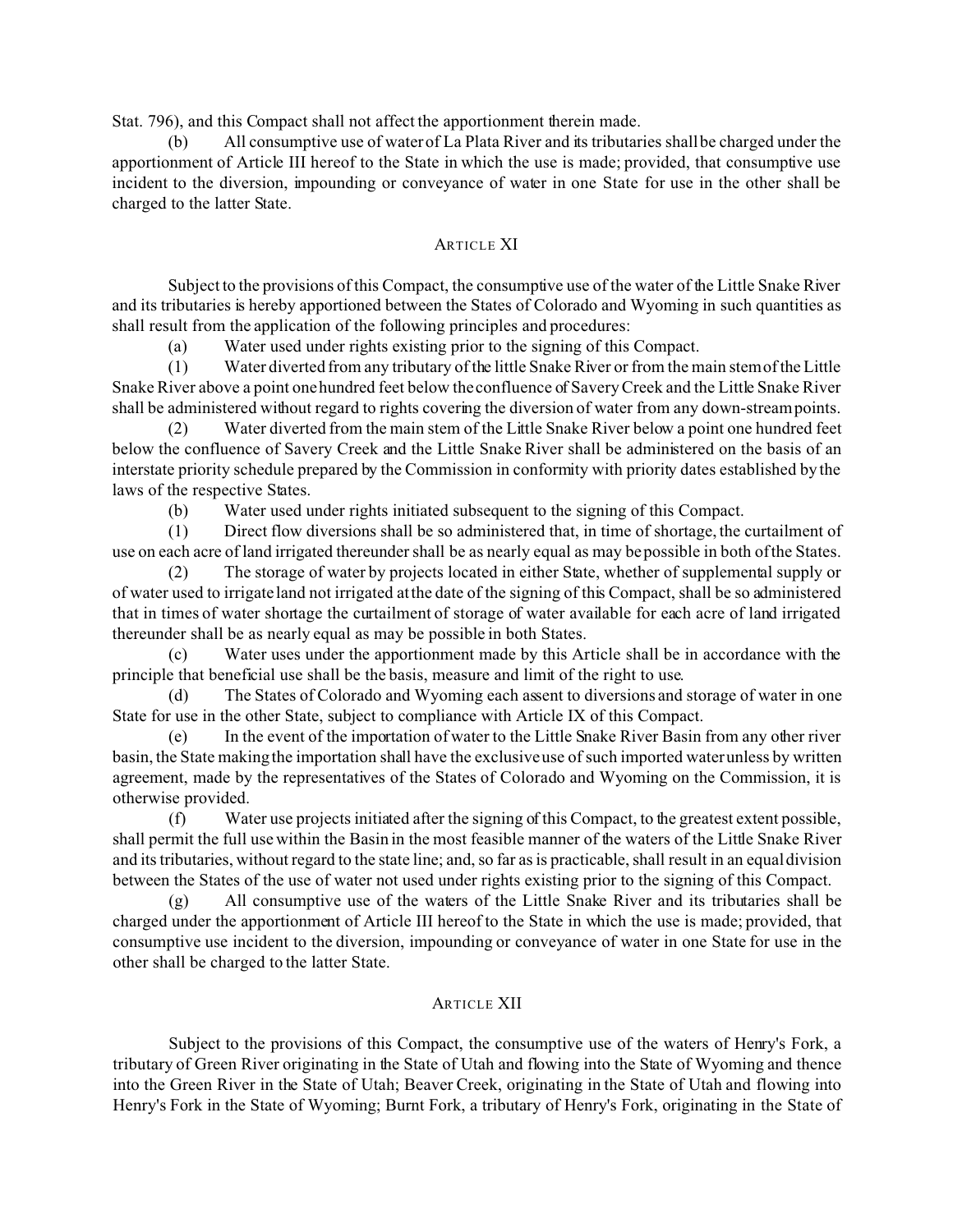Stat. 796), and this Compact shall not affect the apportionment therein made.

(b) All consumptive use of water of La Plata River and its tributaries shall be charged under the apportionment of Article III hereof to the State in which the use is made; provided, that consumptive use incident to the diversion, impounding or conveyance of water in one State for use in the other shall be charged to the latter State.

## ARTICLE XI

Subject to the provisions of this Compact, the consumptive use of the water of the Little Snake River and its tributaries is hereby apportioned between the States of Colorado and Wyoming in such quantities as shall result from the application of the following principles and procedures:

(a) Water used under rights existing prior to the signing of this Compact.

(1) Water diverted from any tributary of the little Snake River or from the main stem of the Little Snake River above a point one hundred feet below the confluence of Savery Creek and the Little Snake River shall be administered without regard to rights covering the diversion of water from any down-stream points.

(2) Water diverted from the main stem of the Little Snake River below a point one hundred feet below the confluence of Savery Creek and the Little Snake River shall be administered on the basis of an interstate priority schedule prepared by the Commission in conformity with priority dates established by the laws of the respective States.

(b) Water used under rights initiated subsequent to the signing of this Compact.

(1) Direct flow diversions shall be so administered that, in time of shortage, the curtailment of use on each acre of land irrigated thereunder shall be as nearly equal as may be possible in both of the States.

(2) The storage of water by projects located in either State, whether of supplemental supply or of water used to irrigate land not irrigated at the date of the signing of this Compact, shall be so administered that in times of water shortage the curtailment of storage of water available for each acre of land irrigated thereunder shall be as nearly equal as may be possible in both States.

(c) Water uses under the apportionment made by this Article shall be in accordance with the principle that beneficial use shall be the basis, measure and limit of the right to use.

(d) The States of Colorado and Wyoming each assent to diversions and storage of water in one State for use in the other State, subject to compliance with Article IX of this Compact.

(e) In the event of the importation of water to the Little Snake River Basin from any other river basin, the State making the importation shall have the exclusive use of such imported water unless by written agreement, made by the representatives of the States of Colorado and Wyoming on the Commission, it is otherwise provided.

(f) Water use projects initiated after the signing of this Compact, to the greatest extent possible, shall permit the full use within the Basin in the most feasible manner of the waters of the Little Snake River and its tributaries, without regard to the state line; and, so far as is practicable, shall result in an equal division between the States of the use of water not used under rights existing prior to the signing of this Compact.

(g) All consumptive use of the waters of the Little Snake River and its tributaries shall be charged under the apportionment of Article III hereof to the State in which the use is made; provided, that consumptive use incident to the diversion, impounding or conveyance of water in one State for use in the other shall be charged to the latter State.

## ARTICLE XII

Subject to the provisions of this Compact, the consumptive use of the waters of Henry's Fork, a tributary of Green River originating in the State of Utah and flowing into the State of Wyoming and thence into the Green River in the State of Utah; Beaver Creek, originating in the State of Utah and flowing into Henry's Fork in the State of Wyoming; Burnt Fork, a tributary of Henry's Fork, originating in the State of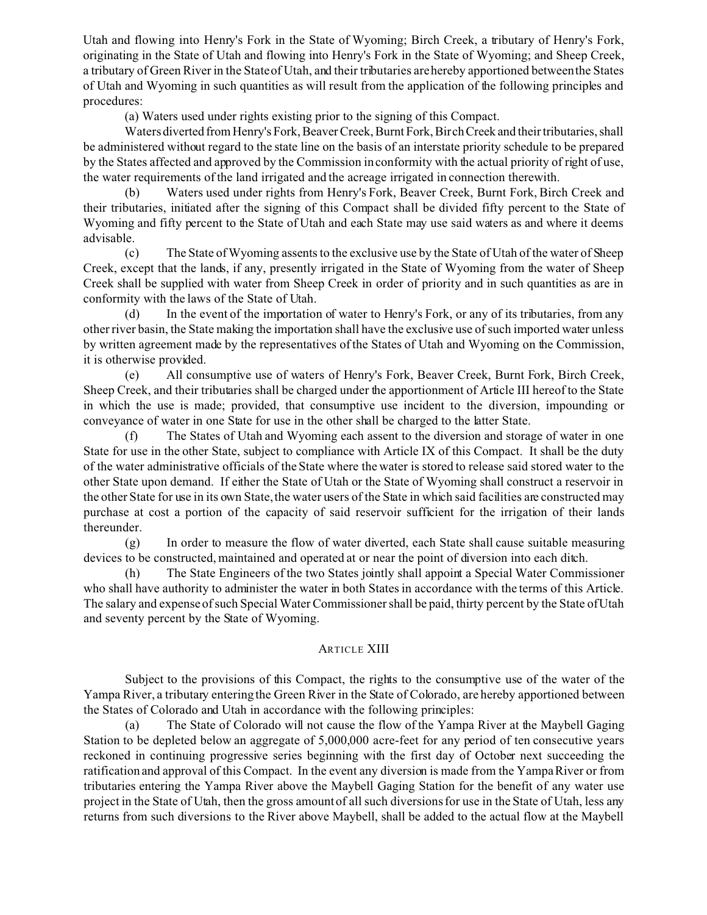Utah and flowing into Henry's Fork in the State of Wyoming; Birch Creek, a tributary of Henry's Fork, originating in the State of Utah and flowing into Henry's Fork in the State of Wyoming; and Sheep Creek, a tributary of Green River in the State of Utah, and their tributaries are hereby apportioned between the States of Utah and Wyoming in such quantities as will result from the application of the following principles and procedures:

(a) Waters used under rights existing prior to the signing of this Compact.

Waters diverted from Henry's Fork, Beaver Creek, Burnt Fork, Birch Creek and their tributaries, shall be administered without regard to the state line on the basis of an interstate priority schedule to be prepared by the States affected and approved by the Commission in conformity with the actual priority of right of use, the water requirements of the land irrigated and the acreage irrigated in connection therewith.

(b) Waters used under rights from Henry's Fork, Beaver Creek, Burnt Fork, Birch Creek and their tributaries, initiated after the signing of this Compact shall be divided fifty percent to the State of Wyoming and fifty percent to the State of Utah and each State may use said waters as and where it deems advisable.

(c) The State of Wyoming assents to the exclusive use by the State of Utah of the water of Sheep Creek, except that the lands, if any, presently irrigated in the State of Wyoming from the water of Sheep Creek shall be supplied with water from Sheep Creek in order of priority and in such quantities as are in conformity with the laws of the State of Utah.

(d) In the event of the importation of water to Henry's Fork, or any of its tributaries, from any other river basin, the State making the importation shall have the exclusive use of such imported water unless by written agreement made by the representatives of the States of Utah and Wyoming on the Commission, it is otherwise provided.

(e) All consumptive use of waters of Henry's Fork, Beaver Creek, Burnt Fork, Birch Creek, Sheep Creek, and their tributaries shall be charged under the apportionment of Article III hereof to the State in which the use is made; provided, that consumptive use incident to the diversion, impounding or conveyance of water in one State for use in the other shall be charged to the latter State.

(f) The States of Utah and Wyoming each assent to the diversion and storage of water in one State for use in the other State, subject to compliance with Article IX of this Compact. It shall be the duty of the water administrative officials of the State where the water is stored to release said stored water to the other State upon demand. If either the State of Utah or the State of Wyoming shall construct a reservoir in the other State for use in its own State, the water users of the State in which said facilities are constructed may purchase at cost a portion of the capacity of said reservoir sufficient for the irrigation of their lands thereunder.

(g) In order to measure the flow of water diverted, each State shall cause suitable measuring devices to be constructed, maintained and operated at or near the point of diversion into each ditch.

(h) The State Engineers of the two States jointly shall appoint a Special Water Commissioner who shall have authority to administer the water in both States in accordance with the terms of this Article. The salary and expense of such Special Water Commissioner shall be paid, thirty percent by the State of Utah and seventy percent by the State of Wyoming.

## ARTICLE XIII

Subject to the provisions of this Compact, the rights to the consumptive use of the water of the Yampa River, a tributary entering the Green River in the State of Colorado, are hereby apportioned between the States of Colorado and Utah in accordance with the following principles:

(a) The State of Colorado will not cause the flow of the Yampa River at the Maybell Gaging Station to be depleted below an aggregate of 5,000,000 acre-feet for any period of ten consecutive years reckoned in continuing progressive series beginning with the first day of October next succeeding the ratification and approval of this Compact. In the event any diversion is made from the Yampa River or from tributaries entering the Yampa River above the Maybell Gaging Station for the benefit of any water use project in the State of Utah, then the gross amount of all such diversions for use in the State of Utah, less any returns from such diversions to the River above Maybell, shall be added to the actual flow at the Maybell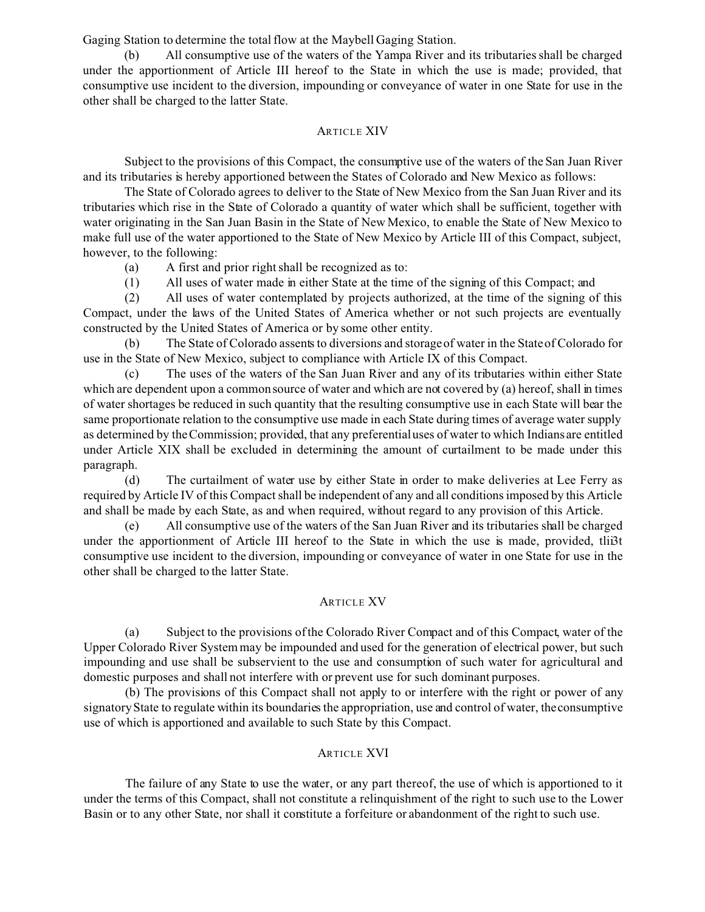Gaging Station to determine the total flow at the Maybell Gaging Station.

(b) All consumptive use of the waters of the Yampa River and its tributaries shall be charged under the apportionment of Article III hereof to the State in which the use is made; provided, that consumptive use incident to the diversion, impounding or conveyance of water in one State for use in the other shall be charged to the latter State.

## ARTICLE XIV

Subject to the provisions of this Compact, the consumptive use of the waters of the San Juan River and its tributaries is hereby apportioned between the States of Colorado and New Mexico as follows:

The State of Colorado agrees to deliver to the State of New Mexico from the San Juan River and its tributaries which rise in the State of Colorado a quantity of water which shall be sufficient, together with water originating in the San Juan Basin in the State of New Mexico, to enable the State of New Mexico to make full use of the water apportioned to the State of New Mexico by Article III of this Compact, subject, however, to the following:

(a) A first and prior right shall be recognized as to:

(1) All uses of water made in either State at the time of the signing of this Compact; and

(2) All uses of water contemplated by projects authorized, at the time of the signing of this Compact, under the laws of the United States of America whether or not such projects are eventually constructed by the United States of America or by some other entity.

(b) The State of Colorado assents to diversions and storage of water in the State of Colorado for use in the State of New Mexico, subject to compliance with Article IX of this Compact.

(c) The uses of the waters of the San Juan River and any of its tributaries within either State which are dependent upon a common source of water and which are not covered by (a) hereof, shall in times of water shortages be reduced in such quantity that the resulting consumptive use in each State will bear the same proportionate relation to the consumptive use made in each State during times of average water supply as determined by the Commission; provided, that any preferential uses of water to which Indians are entitled under Article XIX shall be excluded in determining the amount of curtailment to be made under this paragraph.

(d) The curtailment of water use by either State in order to make deliveries at Lee Ferry as required by Article IV of this Compact shall be independent of any and all conditions imposed by this Article and shall be made by each State, as and when required, without regard to any provision of this Article.

(e) All consumptive use of the waters of the San Juan River and its tributaries shall be charged under the apportionment of Article III hereof to the State in which the use is made, provided, tlii3t consumptive use incident to the diversion, impounding or conveyance of water in one State for use in the other shall be charged to the latter State.

## ARTICLE XV

(a) Subject to the provisions of the Colorado River Compact and of this Compact, water of the Upper Colorado River System may be impounded and used for the generation of electrical power, but such impounding and use shall be subservient to the use and consumption of such water for agricultural and domestic purposes and shall not interfere with or prevent use for such dominant purposes.

(b) The provisions of this Compact shall not apply to or interfere with the right or power of any signatory State to regulate within its boundaries the appropriation, use and control of water, the consumptive use of which is apportioned and available to such State by this Compact.

## ARTICLE XVI

The failure of any State to use the water, or any part thereof, the use of which is apportioned to it under the terms of this Compact, shall not constitute a relinquishment of the right to such use to the Lower Basin or to any other State, nor shall it constitute a forfeiture or abandonment of the right to such use.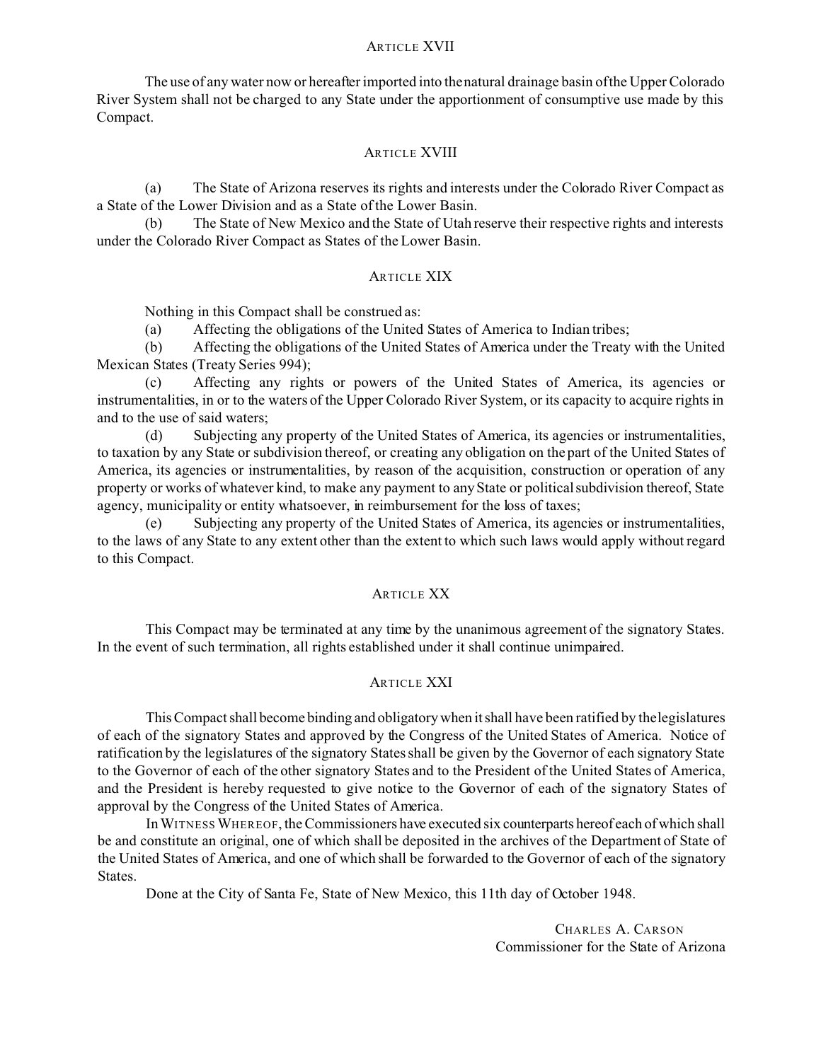## Article XVII

The use of any water now or hereafter imported into the natural drainage basin of the Upper Colorado River System shall not be charged to any State under the apportionment of consumptive use made by this Compact.

## Article XVIII

(a) The State of Arizona reserves its rights and interests under the Colorado River Compact as a State of the Lower Division and as a State of the Lower Basin.

(b) The State of New Mexico and the State of Utah reserve their respective rights and interests under the Colorado River Compact as States of the Lower Basin.

## Article XIX

Nothing in this Compact shall be construed as:

(a) Affecting the obligations of the United States of America to Indian tribes;

(b) Affecting the obligations of the United States of America under the Treaty with the United Mexican States (Treaty Series 994);

(c) Affecting any rights or powers of the United States of America, its agencies or instrumentalities, in or to the waters of the Upper Colorado River System, or its capacity to acquire rights in and to the use of said waters;

(d) Subjecting any property of the United States of America, its agencies or instrumentalities, to taxation by any State or subdivision thereof, or creating any obligation on the part of the United States of America, its agencies or instrumentalities, by reason of the acquisition, construction or operation of any property or works of whatever kind, to make any payment to any State or political subdivision thereof, State agency, municipality or entity whatsoever, in reimbursement for the loss of taxes;

(e) Subjecting any property of the United States of America, its agencies or instrumentalities, to the laws of any State to any extent other than the extent to which such laws would apply without regard to this Compact.

## Article XX

This Compact may be terminated at any time by the unanimous agreement of the signatory States. In the event of such termination, all rights established under it shall continue unimpaired.

## Article XXI

This Compact shall become binding and obligatory when it shall have been ratified by the legislatures of each of the signatory States and approved by the Congress of the United States of America. Notice of ratification by the legislatures of the signatory States shall be given by the Governor of each signatory State to the Governor of each of the other signatory States and to the President of the United States of America, and the President is hereby requested to give notice to the Governor of each of the signatory States of approval by the Congress of the United States of America.

In Witness Whereof, the Commissioners have executed six counterparts hereof each of which shall be and constitute an original, one of which shall be deposited in the archives of the Department of State of the United States of America, and one of which shall be forwarded to the Governor of each of the signatory States.

Done at the City of Santa Fe, State of New Mexico, this 11th day of October 1948.

Charles A. Carson
Commissioner for the State of Arizona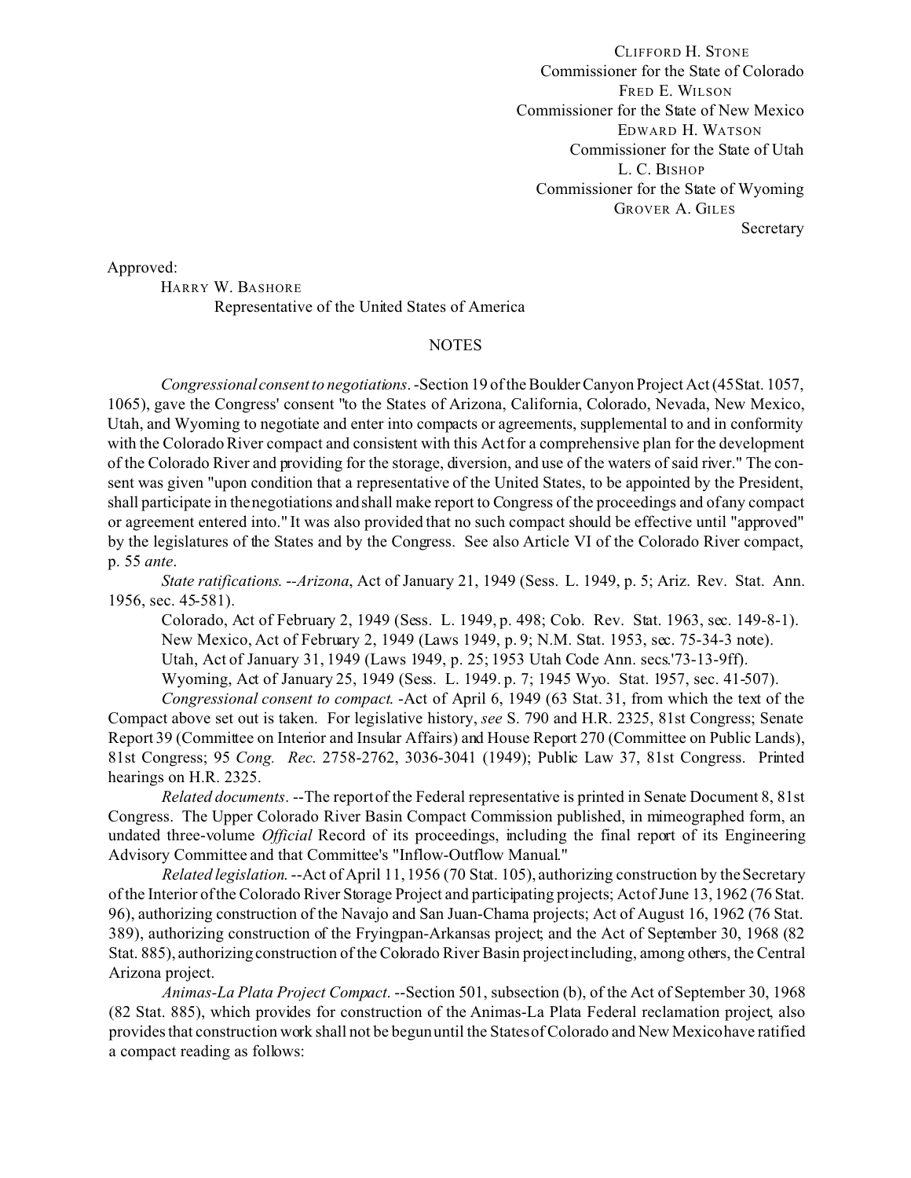CLIFFORD H. STONE
Commissioner for the State of Colorado
FRED E. WILSON
Commissioner for the State of New Mexico
EDWARD H. WATSON
Commissioner for the State of Utah
L. C. BISHOP
Commissioner for the State of Wyoming
GROVER A. GILES
Secretary

Approved:

HARRY W. BASHORE
Representative of the United States of America

NOTES

*Congressional consent to negotiations*. -Section 19 of the Boulder Canyon Project Act (45 Stat. 1057, 1065), gave the Congress' consent "to the States of Arizona, California, Colorado, Nevada, New Mexico, Utah, and Wyoming to negotiate and enter into compacts or agreements, supplemental to and in conformity with the Colorado River compact and consistent with this Act for a comprehensive plan for the development of the Colorado River and providing for the storage, diversion, and use of the waters of said river." The consent was given "upon condition that a representative of the United States, to be appointed by the President, shall participate in the negotiations and shall make report to Congress of the proceedings and of any compact or agreement entered into." It was also provided that no such compact should be effective until "approved" by the legislatures of the States and by the Congress. See also Article VI of the Colorado River compact, p. 55 *ante*.

*State ratifications*. --*Arizona*, Act of January 21, 1949 (Sess. L. 1949, p. 5; Ariz. Rev. Stat. Ann. 1956, sec. 45-581).

Colorado, Act of February 2, 1949 (Sess. L. 1949, p. 498; Colo. Rev. Stat. 1963, sec. 149-8-1).

New Mexico, Act of February 2, 1949 (Laws 1949, p. 9; N.M. Stat. 1953, sec. 75-34-3 note).

Utah, Act of January 31, 1949 (Laws 1949, p. 25; 1953 Utah Code Ann. secs.'73-13-9ff).

Wyoming, Act of January 25, 1949 (Sess. L. 1949. p. 7; 1945 Wyo. Stat. 1957, sec. 41-507).

*Congressional consent to compact*. -Act of April 6, 1949 (63 Stat. 31, from which the text of the Compact above set out is taken. For legislative history, *see* S. 790 and H.R. 2325, 81st Congress; Senate Report 39 (Committee on Interior and Insular Affairs) and House Report 270 (Committee on Public Lands), 81st Congress; 95 *Cong. Rec.* 2758-2762, 3036-3041 (1949); Public Law 37, 81st Congress. Printed hearings on H.R. 2325.

*Related documents*. --The report of the Federal representative is printed in Senate Document 8, 81st Congress. The Upper Colorado River Basin Compact Commission published, in mimeographed form, an undated three-volume *Official* Record of its proceedings, including the final report of its Engineering Advisory Committee and that Committee's "Inflow-Outflow Manual."

*Related legislation*. --Act of April 11, 1956 (70 Stat. 105), authorizing construction by the Secretary of the Interior of the Colorado River Storage Project and participating projects; Act of June 13, 1962 (76 Stat. 96), authorizing construction of the Navajo and San Juan-Chama projects; Act of August 16, 1962 (76 Stat. 389), authorizing construction of the Fryingpan-Arkansas project; and the Act of September 30, 1968 (82 Stat. 885), authorizing construction of the Colorado River Basin project including, among others, the Central Arizona project.

*Animas-La Plata Project Compact*. --Section 501, subsection (b), of the Act of September 30, 1968 (82 Stat. 885), which provides for construction of the Animas-La Plata Federal reclamation project, also provides that construction work shall not be begun until the States of Colorado and New Mexico have ratified a compact reading as follows: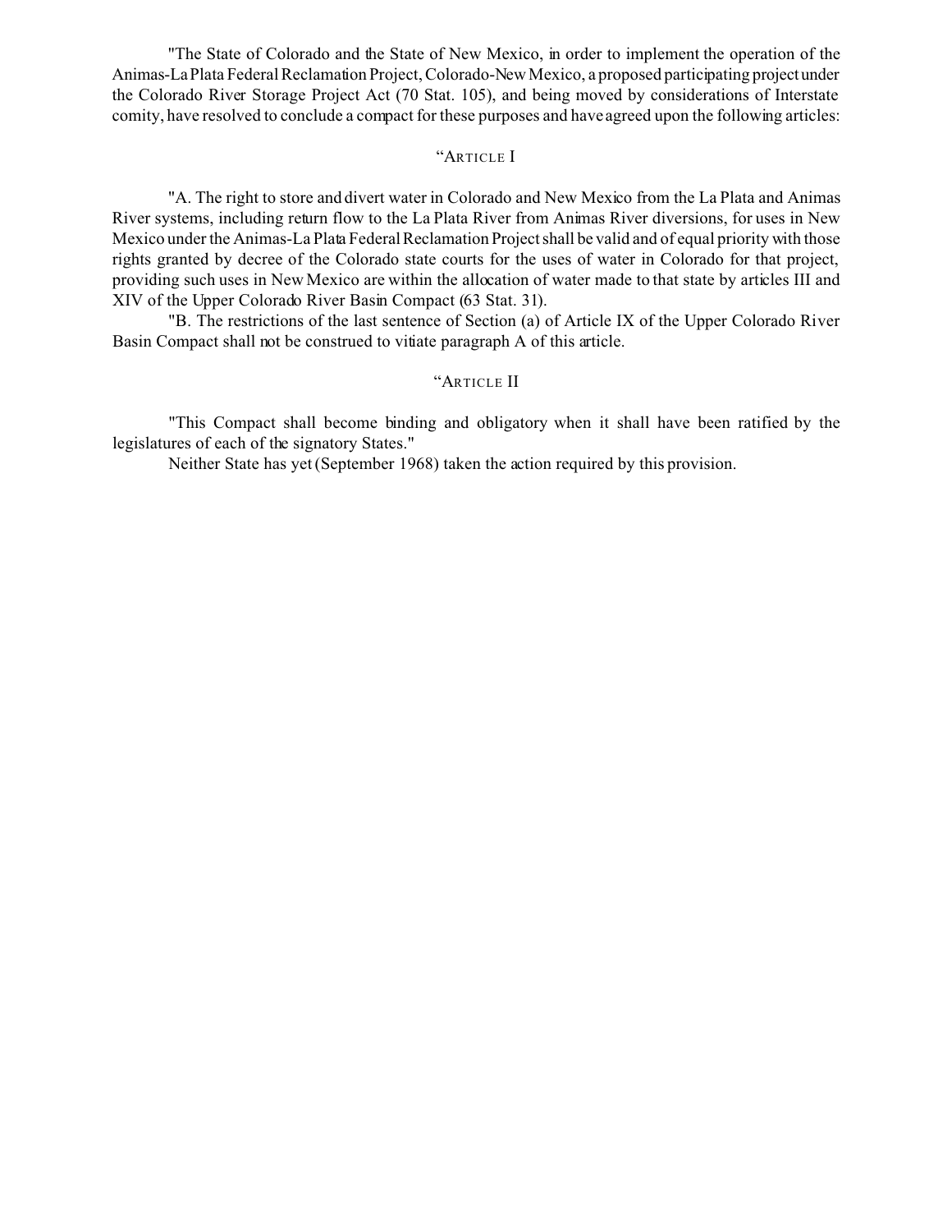"The State of Colorado and the State of New Mexico, in order to implement the operation of the Animas-La Plata Federal Reclamation Project, Colorado-New Mexico, a proposed participating project under the Colorado River Storage Project Act (70 Stat. 105), and being moved by considerations of Interstate comity, have resolved to conclude a compact for these purposes and have agreed upon the following articles:

"ARTICLE I

"A. The right to store and divert water in Colorado and New Mexico from the La Plata and Animas River systems, including return flow to the La Plata River from Animas River diversions, for uses in New Mexico under the Animas-La Plata Federal Reclamation Project shall be valid and of equal priority with those rights granted by decree of the Colorado state courts for the uses of water in Colorado for that project, providing such uses in New Mexico are within the allocation of water made to that state by articles III and XIV of the Upper Colorado River Basin Compact (63 Stat. 31).

"B. The restrictions of the last sentence of Section (a) of Article IX of the Upper Colorado River Basin Compact shall not be construed to vitiate paragraph A of this article.

"ARTICLE II

"This Compact shall become binding and obligatory when it shall have been ratified by the legislatures of each of the signatory States."

Neither State has yet (September 1968) taken the action required by this provision.